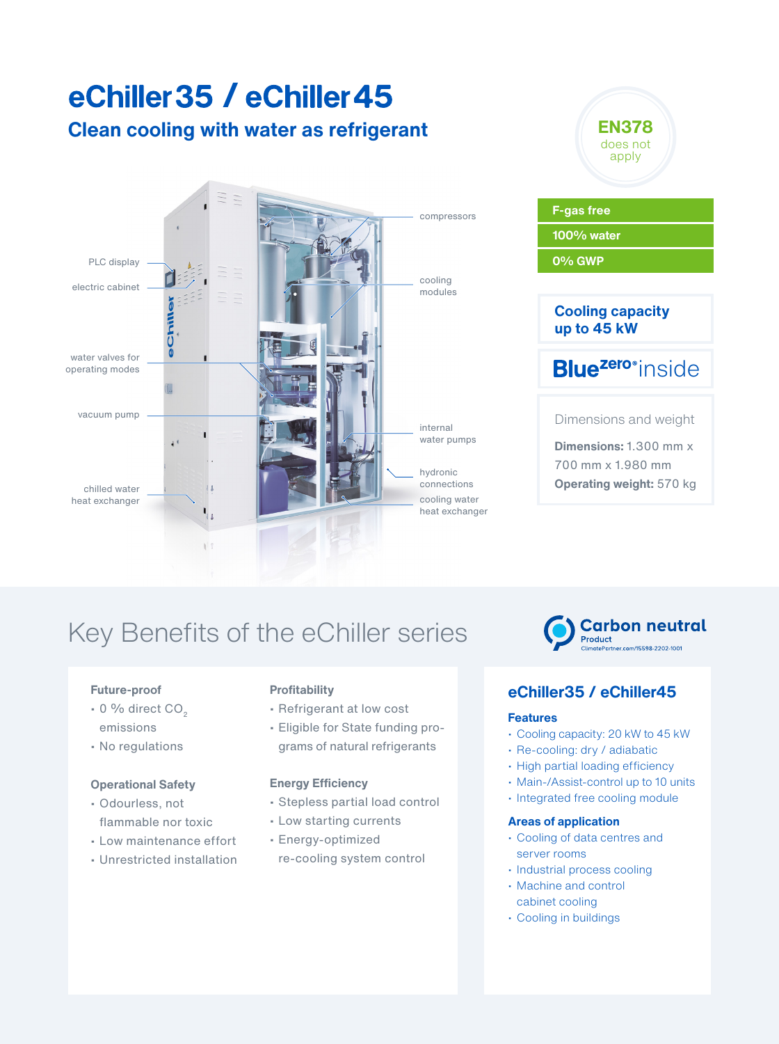# eChiller35 / eChiller45

## Clean cooling with water as refrigerant

EN378 does not apply

PLC display

electric cabinet

water valves for operating modes

vacuum pump

chilled water heat exchanger

compressors

cooling modules

internal water pumps

hydronic connections

cooling water heat exchanger

- F-gas free
- 100% water
- 0% GWP

**Cooling capacity up to 45 kW**

Bluezero® inside

Dimensions and weight

**Dimensions:** 1.300 mm x 700 mm x 1.980 mm

**Operating weight:** 570 kg

## Key Benefits of the eChiller series

Carbon neutral Product ClimatePartner.com/15598-2202-1001

**Future-proof**

- 0 % direct $CO_2$ emissions
- No regulations

**Operational Safety**

- Odourless, not flammable nor toxic
- Low maintenance effort
- Unrestricted installation

**Profitability**

- Refrigerant at low cost
- Eligible for State funding programs of natural refrigerants

**Energy Efficiency**

- Stepless partial load control
- Low starting currents
- Energy-optimized re-cooling system control

### eChiller35 / eChiller45

**Features**

- Cooling capacity: 20 kW to 45 kW
- Re-cooling: dry / adiabatic
- High partial loading efficiency
- Main-/Assist-control up to 10 units
- Integrated free cooling module

**Areas of application**

- Cooling of data centres and server rooms
- Industrial process cooling
- Machine and control cabinet cooling
- Cooling in buildings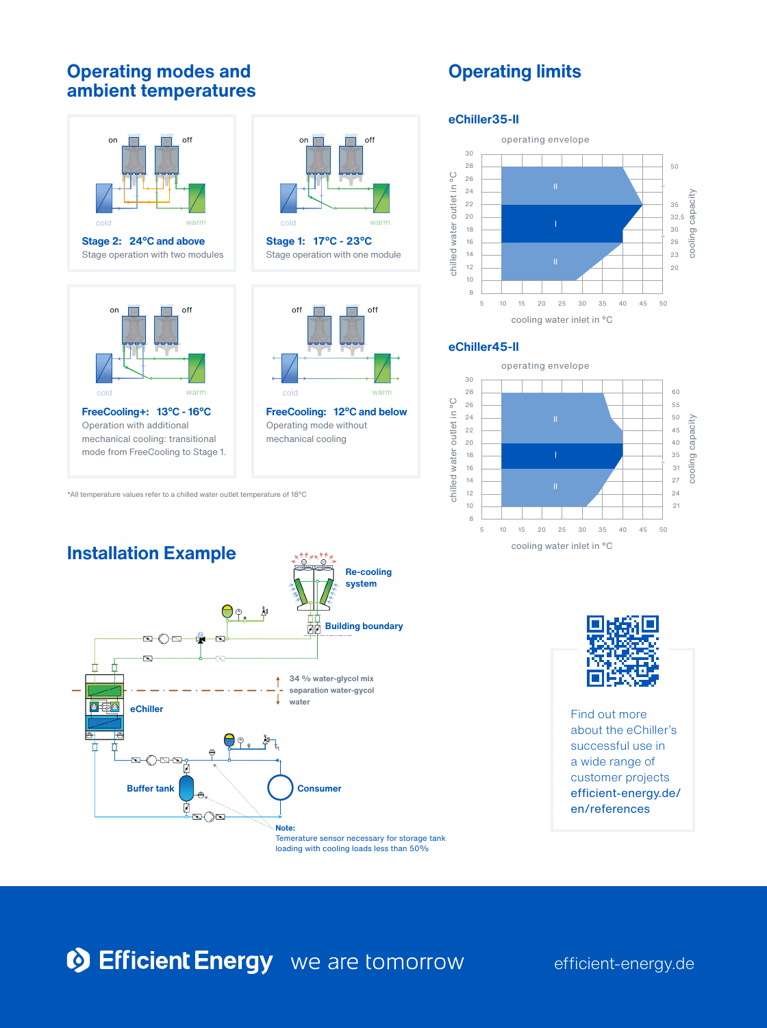## Operating modes and ambient temperatures

on off

cold warm

**Stage 2: 24°C and above**

Stage operation with two modules

on off

cold warm

**Stage 1: 17°C - 23°C**

Stage operation with one module

on off

cold warm

**FreeCooling+: 13°C - 16°C**

Operation with additional mechanical cooling: transitional mode from FreeCooling to Stage 1.

off off

cold warm

**FreeCooling: 12°C and below**

Operating mode without mechanical cooling

*All temperature values refer to a chilled water outlet temperature of 18°C

## Operating limits

### eChiller35-II

operating envelope

chilled water outlet in °C

30 28 26 24 22 20 18 16 14 12 10 8

II

I

II

cooling capacity

50 35 32,5 30 26 23 20

5 10 15 20 25 30 35 40 45 50

cooling water inlet in °C

### eChiller45-II

operating envelope

chilled water outlet in °C

30 28 26 24 22 20 18 16 14 12 10 8

II

I

II

cooling capacity

60 55 50 45 40 35 31 27 24 21

5 10 15 20 25 30 35 40 45 50

cooling water inlet in °C

## Installation Example

Re-cooling system

Building boundary

34 % water-glycol mix

separation water-gycol

water

eChiller

Buffer tank

Consumer

**Note:**

Temerature sensor necessary for storage tank loading with cooling loads less than 50%

Find out more about the eChiller's successful use in a wide range of customer projects

efficient-energy.de/en/references

Efficient Energy we are tomorrow

efficient-energy.de